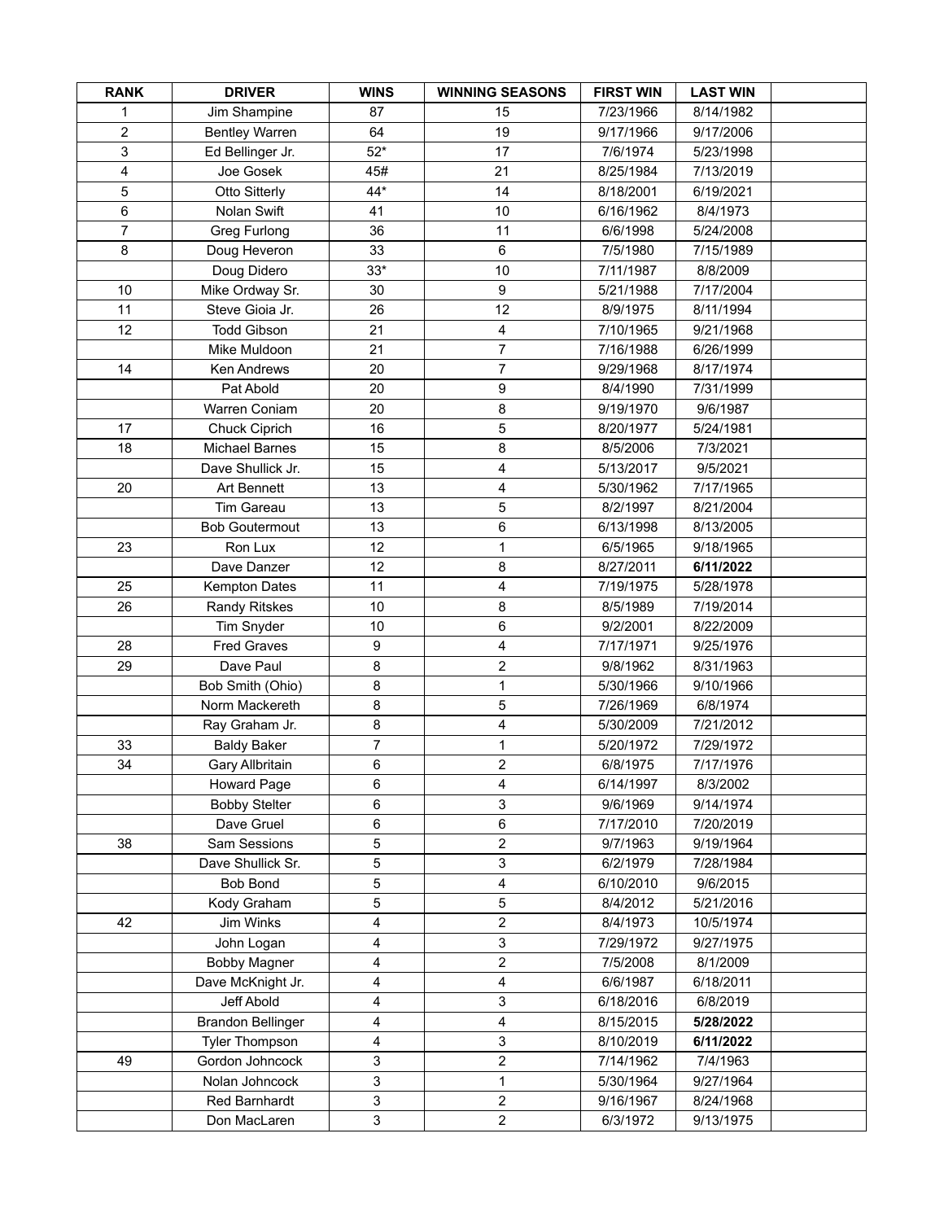| RANK | DRIVER | WINS | WINNING SEASONS | FIRST WIN | LAST WIN | |
|---|---|---|---|---|---|---|
| 1 | Jim Shampine | 87 | 15 | 7/23/1966 | 8/14/1982 | |
| 2 | Bentley Warren | 64 | 19 | 9/17/1966 | 9/17/2006 | |
| 3 | Ed Bellinger Jr. | 52* | 17 | 7/6/1974 | 5/23/1998 | |
| 4 | Joe Gosek | 45# | 21 | 8/25/1984 | 7/13/2019 | |
| 5 | Otto Sitterly | 44* | 14 | 8/18/2001 | 6/19/2021 | |
| 6 | Nolan Swift | 41 | 10 | 6/16/1962 | 8/4/1973 | |
| 7 | Greg Furlong | 36 | 11 | 6/6/1998 | 5/24/2008 | |
| 8 | Doug Heveron | 33 | 6 | 7/5/1980 | 7/15/1989 | |
| | Doug Didero | 33* | 10 | 7/11/1987 | 8/8/2009 | |
| 10 | Mike Ordway Sr. | 30 | 9 | 5/21/1988 | 7/17/2004 | |
| 11 | Steve Gioia Jr. | 26 | 12 | 8/9/1975 | 8/11/1994 | |
| 12 | Todd Gibson | 21 | 4 | 7/10/1965 | 9/21/1968 | |
| | Mike Muldoon | 21 | 7 | 7/16/1988 | 6/26/1999 | |
| 14 | Ken Andrews | 20 | 7 | 9/29/1968 | 8/17/1974 | |
| | Pat Abold | 20 | 9 | 8/4/1990 | 7/31/1999 | |
| | Warren Coniam | 20 | 8 | 9/19/1970 | 9/6/1987 | |
| 17 | Chuck Ciprich | 16 | 5 | 8/20/1977 | 5/24/1981 | |
| 18 | Michael Barnes | 15 | 8 | 8/5/2006 | 7/3/2021 | |
| | Dave Shullick Jr. | 15 | 4 | 5/13/2017 | 9/5/2021 | |
| 20 | Art Bennett | 13 | 4 | 5/30/1962 | 7/17/1965 | |
| | Tim Gareau | 13 | 5 | 8/2/1997 | 8/21/2004 | |
| | Bob Goutermout | 13 | 6 | 6/13/1998 | 8/13/2005 | |
| 23 | Ron Lux | 12 | 1 | 6/5/1965 | 9/18/1965 | |
| | Dave Danzer | 12 | 8 | 8/27/2011 | **6/11/2022** | |
| 25 | Kempton Dates | 11 | 4 | 7/19/1975 | 5/28/1978 | |
| 26 | Randy Ritskes | 10 | 8 | 8/5/1989 | 7/19/2014 | |
| | Tim Snyder | 10 | 6 | 9/2/2001 | 8/22/2009 | |
| 28 | Fred Graves | 9 | 4 | 7/17/1971 | 9/25/1976 | |
| 29 | Dave Paul | 8 | 2 | 9/8/1962 | 8/31/1963 | |
| | Bob Smith (Ohio) | 8 | 1 | 5/30/1966 | 9/10/1966 | |
| | Norm Mackereth | 8 | 5 | 7/26/1969 | 6/8/1974 | |
| | Ray Graham Jr. | 8 | 4 | 5/30/2009 | 7/21/2012 | |
| 33 | Baldy Baker | 7 | 1 | 5/20/1972 | 7/29/1972 | |
| 34 | Gary Allbritain | 6 | 2 | 6/8/1975 | 7/17/1976 | |
| | Howard Page | 6 | 4 | 6/14/1997 | 8/3/2002 | |
| | Bobby Stelter | 6 | 3 | 9/6/1969 | 9/14/1974 | |
| | Dave Gruel | 6 | 6 | 7/17/2010 | 7/20/2019 | |
| 38 | Sam Sessions | 5 | 2 | 9/7/1963 | 9/19/1964 | |
| | Dave Shullick Sr. | 5 | 3 | 6/2/1979 | 7/28/1984 | |
| | Bob Bond | 5 | 4 | 6/10/2010 | 9/6/2015 | |
| | Kody Graham | 5 | 5 | 8/4/2012 | 5/21/2016 | |
| 42 | Jim Winks | 4 | 2 | 8/4/1973 | 10/5/1974 | |
| | John Logan | 4 | 3 | 7/29/1972 | 9/27/1975 | |
| | Bobby Magner | 4 | 2 | 7/5/2008 | 8/1/2009 | |
| | Dave McKnight Jr. | 4 | 4 | 6/6/1987 | 6/18/2011 | |
| | Jeff Abold | 4 | 3 | 6/18/2016 | 6/8/2019 | |
| | Brandon Bellinger | 4 | 4 | 8/15/2015 | **5/28/2022** | |
| | Tyler Thompson | 4 | 3 | 8/10/2019 | **6/11/2022** | |
| 49 | Gordon Johncock | 3 | 2 | 7/14/1962 | 7/4/1963 | |
| | Nolan Johncock | 3 | 1 | 5/30/1964 | 9/27/1964 | |
| | Red Barnhardt | 3 | 2 | 9/16/1967 | 8/24/1968 | |
| | Don MacLaren | 3 | 2 | 6/3/1972 | 9/13/1975 | |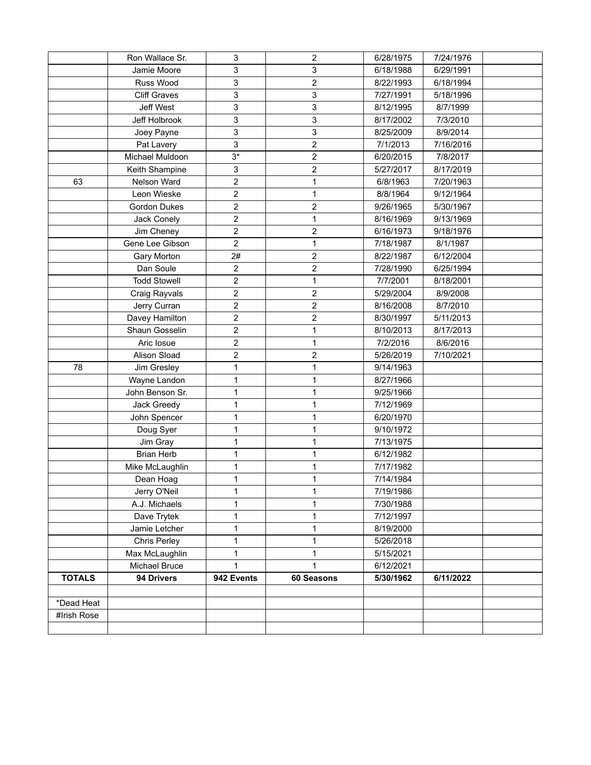| | | | | | | |
|---|---|---|---|---|---|---|
| | Ron Wallace Sr. | 3 | 2 | 6/28/1975 | 7/24/1976 | |
| | Jamie Moore | 3 | 3 | 6/18/1988 | 6/29/1991 | |
| | Russ Wood | 3 | 2 | 8/22/1993 | 6/18/1994 | |
| | Cliff Graves | 3 | 3 | 7/27/1991 | 5/18/1996 | |
| | Jeff West | 3 | 3 | 8/12/1995 | 8/7/1999 | |
| | Jeff Holbrook | 3 | 3 | 8/17/2002 | 7/3/2010 | |
| | Joey Payne | 3 | 3 | 8/25/2009 | 8/9/2014 | |
| | Pat Lavery | 3 | 2 | 7/1/2013 | 7/16/2016 | |
| | Michael Muldoon | 3* | 2 | 6/20/2015 | 7/8/2017 | |
| | Keith Shampine | 3 | 2 | 5/27/2017 | 8/17/2019 | |
| 63 | Nelson Ward | 2 | 1 | 6/8/1963 | 7/20/1963 | |
| | Leon Wieske | 2 | 1 | 8/8/1964 | 9/12/1964 | |
| | Gordon Dukes | 2 | 2 | 9/26/1965 | 5/30/1967 | |
| | Jack Conely | 2 | 1 | 8/16/1969 | 9/13/1969 | |
| | Jim Cheney | 2 | 2 | 6/16/1973 | 9/18/1976 | |
| | Gene Lee Gibson | 2 | 1 | 7/18/1987 | 8/1/1987 | |
| | Gary Morton | 2# | 2 | 8/22/1987 | 6/12/2004 | |
| | Dan Soule | 2 | 2 | 7/28/1990 | 6/25/1994 | |
| | Todd Stowell | 2 | 1 | 7/7/2001 | 8/18/2001 | |
| | Craig Rayvals | 2 | 2 | 5/29/2004 | 8/9/2008 | |
| | Jerry Curran | 2 | 2 | 8/16/2008 | 8/7/2010 | |
| | Davey Hamilton | 2 | 2 | 8/30/1997 | 5/11/2013 | |
| | Shaun Gosselin | 2 | 1 | 8/10/2013 | 8/17/2013 | |
| | Aric Iosue | 2 | 1 | 7/2/2016 | 8/6/2016 | |
| | Alison Sload | 2 | 2 | 5/26/2019 | 7/10/2021 | |
| 78 | Jim Gresley | 1 | 1 | 9/14/1963 | | |
| | Wayne Landon | 1 | 1 | 8/27/1966 | | |
| | John Benson Sr. | 1 | 1 | 9/25/1966 | | |
| | Jack Greedy | 1 | 1 | 7/12/1969 | | |
| | John Spencer | 1 | 1 | 6/20/1970 | | |
| | Doug Syer | 1 | 1 | 9/10/1972 | | |
| | Jim Gray | 1 | 1 | 7/13/1975 | | |
| | Brian Herb | 1 | 1 | 6/12/1982 | | |
| | Mike McLaughlin | 1 | 1 | 7/17/1982 | | |
| | Dean Hoag | 1 | 1 | 7/14/1984 | | |
| | Jerry O'Neil | 1 | 1 | 7/19/1986 | | |
| | A.J. Michaels | 1 | 1 | 7/30/1988 | | |
| | Dave Trytek | 1 | 1 | 7/12/1997 | | |
| | Jamie Letcher | 1 | 1 | 8/19/2000 | | |
| | Chris Perley | 1 | 1 | 5/26/2018 | | |
| | Max McLaughlin | 1 | 1 | 5/15/2021 | | |
| | Michael Bruce | 1 | 1 | 6/12/2021 | | |
| **TOTALS** | **94 Drivers** | **942 Events** | **60 Seasons** | **5/30/1962** | **6/11/2022** | |
| | | | | | | |
| *Dead Heat | | | | | | |
| #Irish Rose | | | | | | |
| | | | | | | |